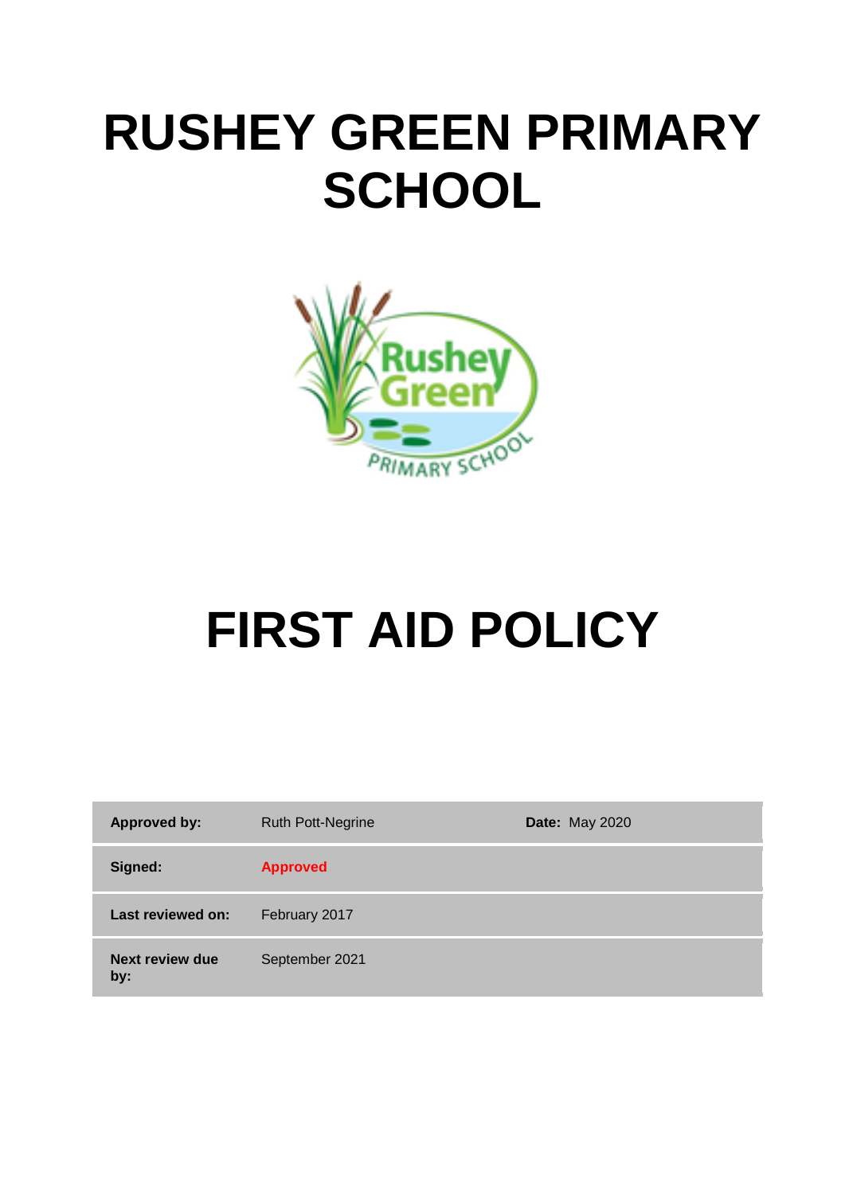# RUSHEY GREEN PRIMARY SCHOOL

# FIRST AID POLICY

| Approved by: | Ruth Pott-Negrine | Date: May 2020 |
|---|---|---|
| Signed: | Approved | |
| Last reviewed on: | February 2017 | |
| Next review due by: | September 2021 | |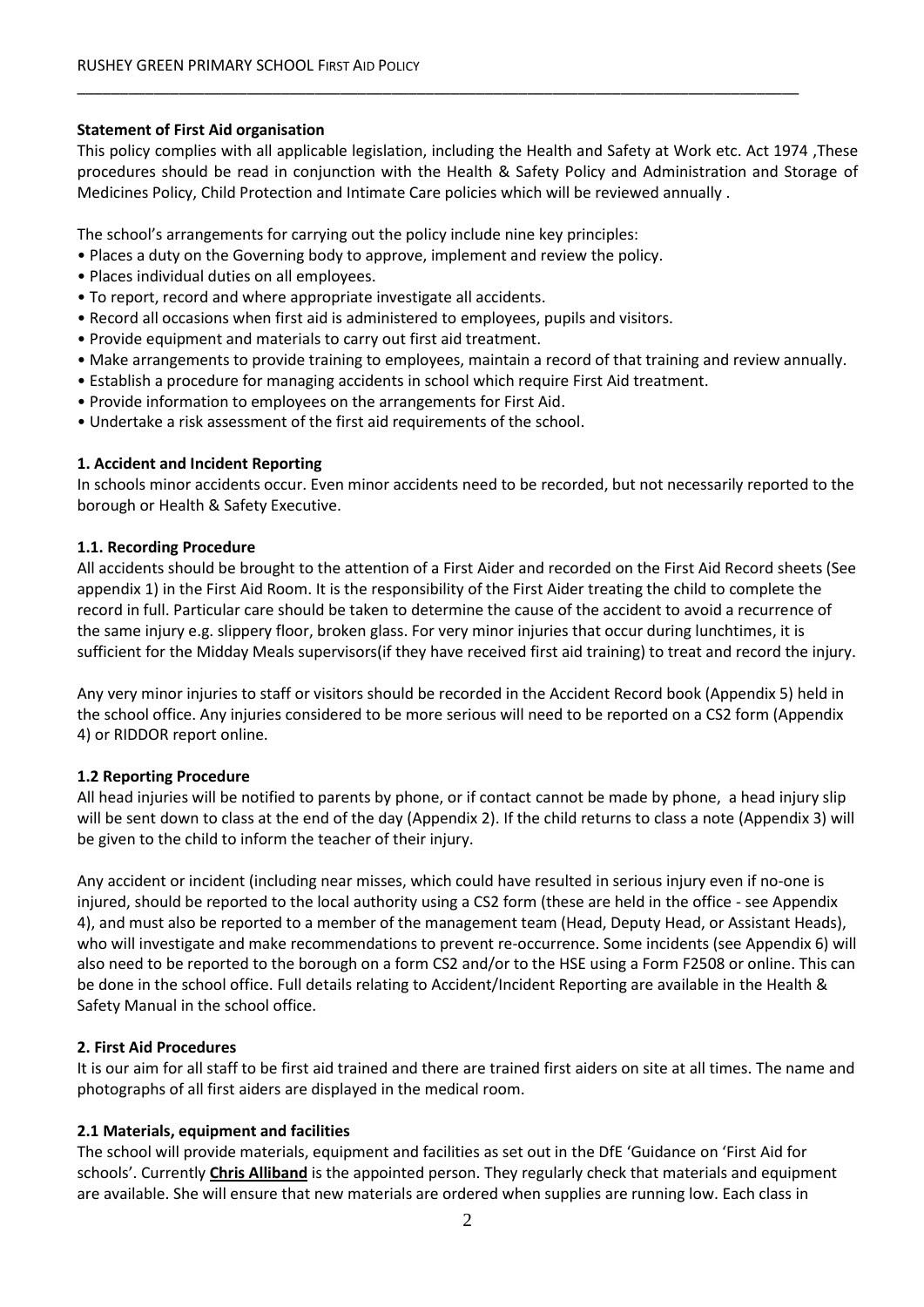**Statement of First Aid organisation**

This policy complies with all applicable legislation, including the Health and Safety at Work etc. Act 1974 ,These procedures should be read in conjunction with the Health & Safety Policy and Administration and Storage of Medicines Policy, Child Protection and Intimate Care policies which will be reviewed annually .

The school's arrangements for carrying out the policy include nine key principles:

- Places a duty on the Governing body to approve, implement and review the policy.
- Places individual duties on all employees.
- To report, record and where appropriate investigate all accidents.
- Record all occasions when first aid is administered to employees, pupils and visitors.
- Provide equipment and materials to carry out first aid treatment.
- Make arrangements to provide training to employees, maintain a record of that training and review annually.
- Establish a procedure for managing accidents in school which require First Aid treatment.
- Provide information to employees on the arrangements for First Aid.
- Undertake a risk assessment of the first aid requirements of the school.

## 1. Accident and Incident Reporting

In schools minor accidents occur. Even minor accidents need to be recorded, but not necessarily reported to the borough or Health & Safety Executive.

### 1.1. Recording Procedure

All accidents should be brought to the attention of a First Aider and recorded on the First Aid Record sheets (See appendix 1) in the First Aid Room. It is the responsibility of the First Aider treating the child to complete the record in full. Particular care should be taken to determine the cause of the accident to avoid a recurrence of the same injury e.g. slippery floor, broken glass. For very minor injuries that occur during lunchtimes, it is sufficient for the Midday Meals supervisors(if they have received first aid training) to treat and record the injury.

Any very minor injuries to staff or visitors should be recorded in the Accident Record book (Appendix 5) held in the school office. Any injuries considered to be more serious will need to be reported on a CS2 form (Appendix 4) or RIDDOR report online.

### 1.2 Reporting Procedure

All head injuries will be notified to parents by phone, or if contact cannot be made by phone, a head injury slip will be sent down to class at the end of the day (Appendix 2). If the child returns to class a note (Appendix 3) will be given to the child to inform the teacher of their injury.

Any accident or incident (including near misses, which could have resulted in serious injury even if no-one is injured, should be reported to the local authority using a CS2 form (these are held in the office - see Appendix 4), and must also be reported to a member of the management team (Head, Deputy Head, or Assistant Heads), who will investigate and make recommendations to prevent re-occurrence. Some incidents (see Appendix 6) will also need to be reported to the borough on a form CS2 and/or to the HSE using a Form F2508 or online. This can be done in the school office. Full details relating to Accident/Incident Reporting are available in the Health & Safety Manual in the school office.

## 2. First Aid Procedures

It is our aim for all staff to be first aid trained and there are trained first aiders on site at all times. The name and photographs of all first aiders are displayed in the medical room.

### 2.1 Materials, equipment and facilities

The school will provide materials, equipment and facilities as set out in the DfE 'Guidance on 'First Aid for schools'. Currently **Chris Alliband** is the appointed person. They regularly check that materials and equipment are available. She will ensure that new materials are ordered when supplies are running low. Each class in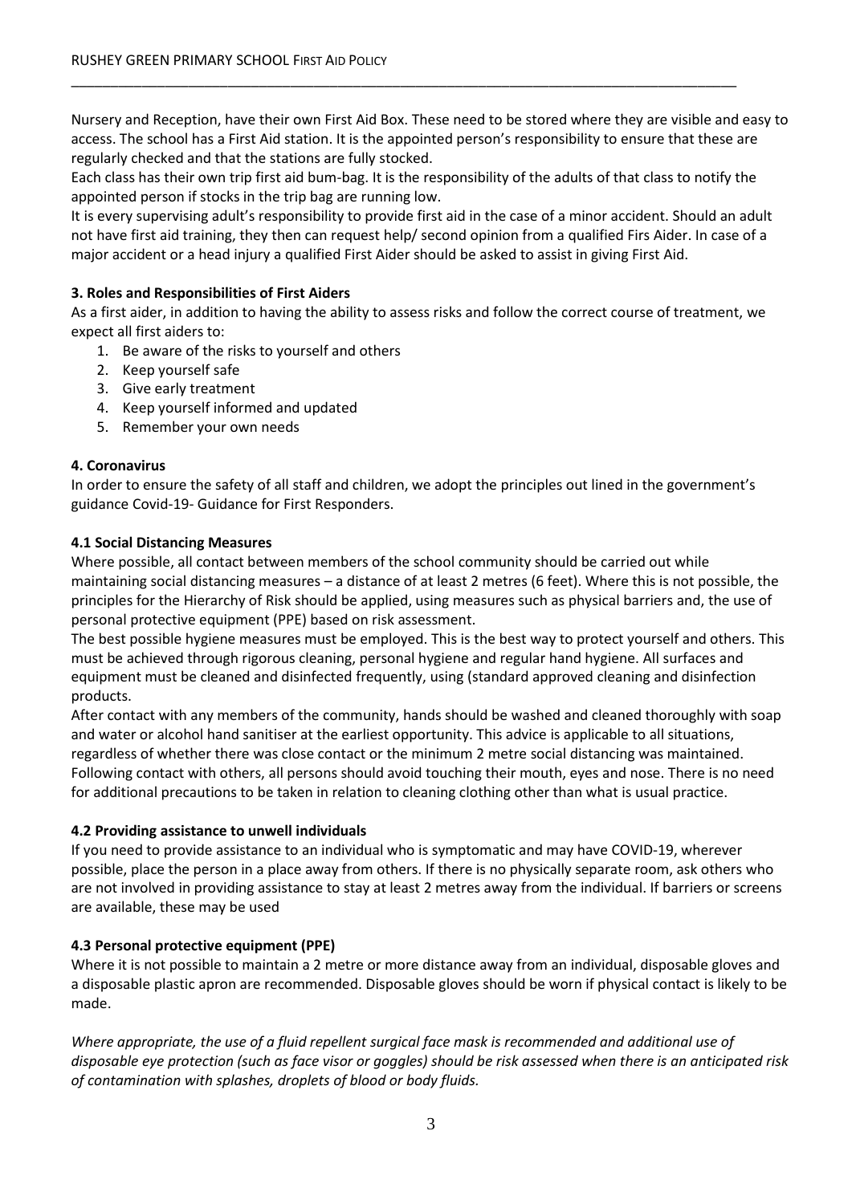Nursery and Reception, have their own First Aid Box. These need to be stored where they are visible and easy to access. The school has a First Aid station. It is the appointed person's responsibility to ensure that these are regularly checked and that the stations are fully stocked.

Each class has their own trip first aid bum-bag. It is the responsibility of the adults of that class to notify the appointed person if stocks in the trip bag are running low.

It is every supervising adult's responsibility to provide first aid in the case of a minor accident. Should an adult not have first aid training, they then can request help/ second opinion from a qualified Firs Aider. In case of a major accident or a head injury a qualified First Aider should be asked to assist in giving First Aid.

**3. Roles and Responsibilities of First Aiders**

As a first aider, in addition to having the ability to assess risks and follow the correct course of treatment, we expect all first aiders to:

1. Be aware of the risks to yourself and others
2. Keep yourself safe
3. Give early treatment
4. Keep yourself informed and updated
5. Remember your own needs

**4. Coronavirus**

In order to ensure the safety of all staff and children, we adopt the principles out lined in the government's guidance Covid-19- Guidance for First Responders.

**4.1 Social Distancing Measures**

Where possible, all contact between members of the school community should be carried out while maintaining social distancing measures – a distance of at least 2 metres (6 feet). Where this is not possible, the principles for the Hierarchy of Risk should be applied, using measures such as physical barriers and, the use of personal protective equipment (PPE) based on risk assessment.

The best possible hygiene measures must be employed. This is the best way to protect yourself and others. This must be achieved through rigorous cleaning, personal hygiene and regular hand hygiene. All surfaces and equipment must be cleaned and disinfected frequently, using (standard approved cleaning and disinfection products.

After contact with any members of the community, hands should be washed and cleaned thoroughly with soap and water or alcohol hand sanitiser at the earliest opportunity. This advice is applicable to all situations, regardless of whether there was close contact or the minimum 2 metre social distancing was maintained. Following contact with others, all persons should avoid touching their mouth, eyes and nose. There is no need for additional precautions to be taken in relation to cleaning clothing other than what is usual practice.

**4.2 Providing assistance to unwell individuals**

If you need to provide assistance to an individual who is symptomatic and may have COVID-19, wherever possible, place the person in a place away from others. If there is no physically separate room, ask others who are not involved in providing assistance to stay at least 2 metres away from the individual. If barriers or screens are available, these may be used

**4.3 Personal protective equipment (PPE)**

Where it is not possible to maintain a 2 metre or more distance away from an individual, disposable gloves and a disposable plastic apron are recommended. Disposable gloves should be worn if physical contact is likely to be made.

*Where appropriate, the use of a fluid repellent surgical face mask is recommended and additional use of disposable eye protection (such as face visor or goggles) should be risk assessed when there is an anticipated risk of contamination with splashes, droplets of blood or body fluids.*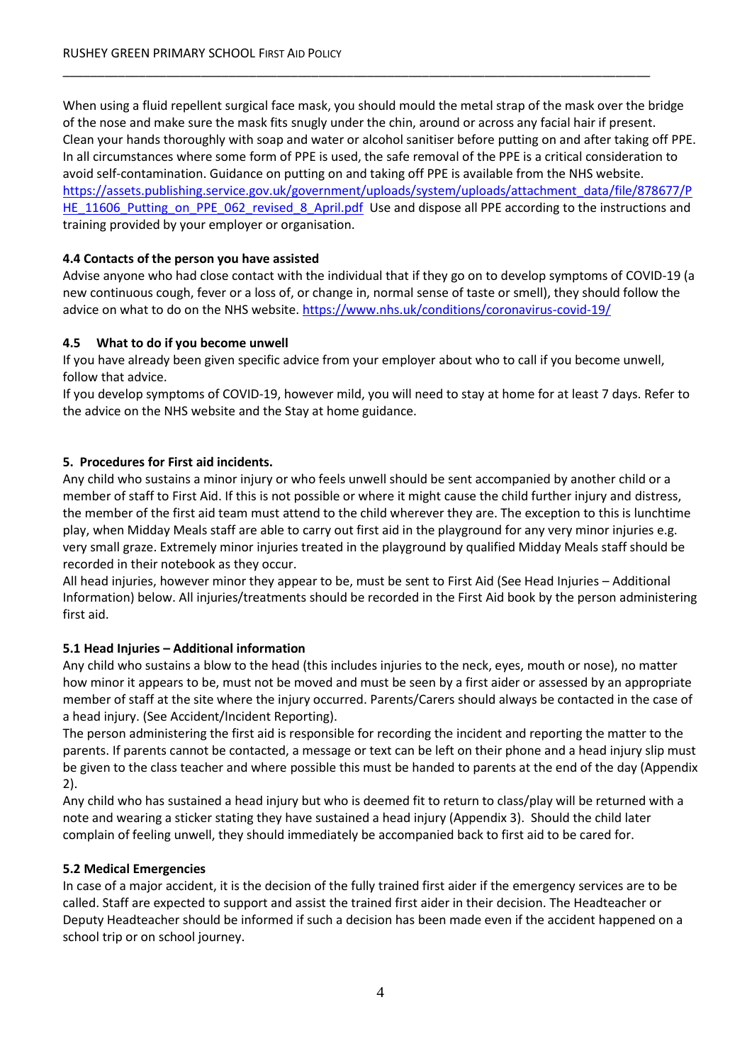When using a fluid repellent surgical face mask, you should mould the metal strap of the mask over the bridge of the nose and make sure the mask fits snugly under the chin, around or across any facial hair if present. Clean your hands thoroughly with soap and water or alcohol sanitiser before putting on and after taking off PPE. In all circumstances where some form of PPE is used, the safe removal of the PPE is a critical consideration to avoid self-contamination. Guidance on putting on and taking off PPE is available from the NHS website. https://assets.publishing.service.gov.uk/government/uploads/system/uploads/attachment_data/file/878677/PHE_11606_Putting_on_PPE_062_revised_8_April.pdf Use and dispose all PPE according to the instructions and training provided by your employer or organisation.

### 4.4 Contacts of the person you have assisted

Advise anyone who had close contact with the individual that if they go on to develop symptoms of COVID-19 (a new continuous cough, fever or a loss of, or change in, normal sense of taste or smell), they should follow the advice on what to do on the NHS website. https://www.nhs.uk/conditions/coronavirus-covid-19/

### 4.5 What to do if you become unwell

If you have already been given specific advice from your employer about who to call if you become unwell, follow that advice.
If you develop symptoms of COVID-19, however mild, you will need to stay at home for at least 7 days. Refer to the advice on the NHS website and the Stay at home guidance.

## 5. Procedures for First aid incidents.

Any child who sustains a minor injury or who feels unwell should be sent accompanied by another child or a member of staff to First Aid. If this is not possible or where it might cause the child further injury and distress, the member of the first aid team must attend to the child wherever they are. The exception to this is lunchtime play, when Midday Meals staff are able to carry out first aid in the playground for any very minor injuries e.g. very small graze. Extremely minor injuries treated in the playground by qualified Midday Meals staff should be recorded in their notebook as they occur.
All head injuries, however minor they appear to be, must be sent to First Aid (See Head Injuries – Additional Information) below. All injuries/treatments should be recorded in the First Aid book by the person administering first aid.

### 5.1 Head Injuries – Additional information

Any child who sustains a blow to the head (this includes injuries to the neck, eyes, mouth or nose), no matter how minor it appears to be, must not be moved and must be seen by a first aider or assessed by an appropriate member of staff at the site where the injury occurred. Parents/Carers should always be contacted in the case of a head injury. (See Accident/Incident Reporting).
The person administering the first aid is responsible for recording the incident and reporting the matter to the parents. If parents cannot be contacted, a message or text can be left on their phone and a head injury slip must be given to the class teacher and where possible this must be handed to parents at the end of the day (Appendix 2).
Any child who has sustained a head injury but who is deemed fit to return to class/play will be returned with a note and wearing a sticker stating they have sustained a head injury (Appendix 3). Should the child later complain of feeling unwell, they should immediately be accompanied back to first aid to be cared for.

### 5.2 Medical Emergencies

In case of a major accident, it is the decision of the fully trained first aider if the emergency services are to be called. Staff are expected to support and assist the trained first aider in their decision. The Headteacher or Deputy Headteacher should be informed if such a decision has been made even if the accident happened on a school trip or on school journey.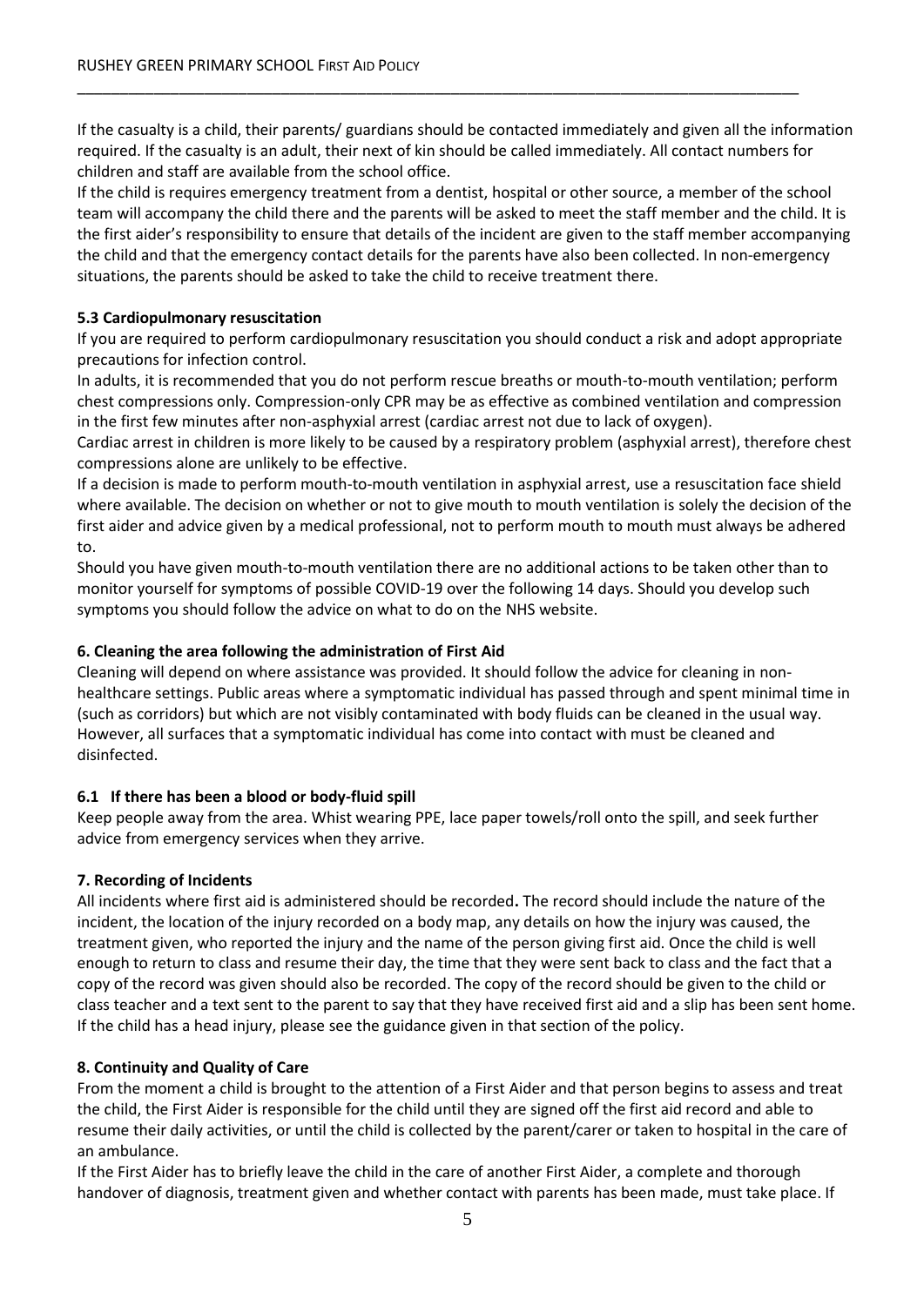If the casualty is a child, their parents/ guardians should be contacted immediately and given all the information required. If the casualty is an adult, their next of kin should be called immediately. All contact numbers for children and staff are available from the school office.

If the child is requires emergency treatment from a dentist, hospital or other source, a member of the school team will accompany the child there and the parents will be asked to meet the staff member and the child. It is the first aider's responsibility to ensure that details of the incident are given to the staff member accompanying the child and that the emergency contact details for the parents have also been collected. In non-emergency situations, the parents should be asked to take the child to receive treatment there.

### 5.3 Cardiopulmonary resuscitation

If you are required to perform cardiopulmonary resuscitation you should conduct a risk and adopt appropriate precautions for infection control.

In adults, it is recommended that you do not perform rescue breaths or mouth-to-mouth ventilation; perform chest compressions only. Compression-only CPR may be as effective as combined ventilation and compression in the first few minutes after non-asphyxial arrest (cardiac arrest not due to lack of oxygen).

Cardiac arrest in children is more likely to be caused by a respiratory problem (asphyxial arrest), therefore chest compressions alone are unlikely to be effective.

If a decision is made to perform mouth-to-mouth ventilation in asphyxial arrest, use a resuscitation face shield where available. The decision on whether or not to give mouth to mouth ventilation is solely the decision of the first aider and advice given by a medical professional, not to perform mouth to mouth must always be adhered to.

Should you have given mouth-to-mouth ventilation there are no additional actions to be taken other than to monitor yourself for symptoms of possible COVID-19 over the following 14 days. Should you develop such symptoms you should follow the advice on what to do on the NHS website.

## 6. Cleaning the area following the administration of First Aid

Cleaning will depend on where assistance was provided. It should follow the advice for cleaning in non-healthcare settings. Public areas where a symptomatic individual has passed through and spent minimal time in (such as corridors) but which are not visibly contaminated with body fluids can be cleaned in the usual way. However, all surfaces that a symptomatic individual has come into contact with must be cleaned and disinfected.

### 6.1 If there has been a blood or body-fluid spill

Keep people away from the area. Whist wearing PPE, lace paper towels/roll onto the spill, and seek further advice from emergency services when they arrive.

## 7. Recording of Incidents

All incidents where first aid is administered should be recorded**.** The record should include the nature of the incident, the location of the injury recorded on a body map, any details on how the injury was caused, the treatment given, who reported the injury and the name of the person giving first aid. Once the child is well enough to return to class and resume their day, the time that they were sent back to class and the fact that a copy of the record was given should also be recorded. The copy of the record should be given to the child or class teacher and a text sent to the parent to say that they have received first aid and a slip has been sent home. If the child has a head injury, please see the guidance given in that section of the policy.

## 8. Continuity and Quality of Care

From the moment a child is brought to the attention of a First Aider and that person begins to assess and treat the child, the First Aider is responsible for the child until they are signed off the first aid record and able to resume their daily activities, or until the child is collected by the parent/carer or taken to hospital in the care of an ambulance.

If the First Aider has to briefly leave the child in the care of another First Aider, a complete and thorough handover of diagnosis, treatment given and whether contact with parents has been made, must take place. If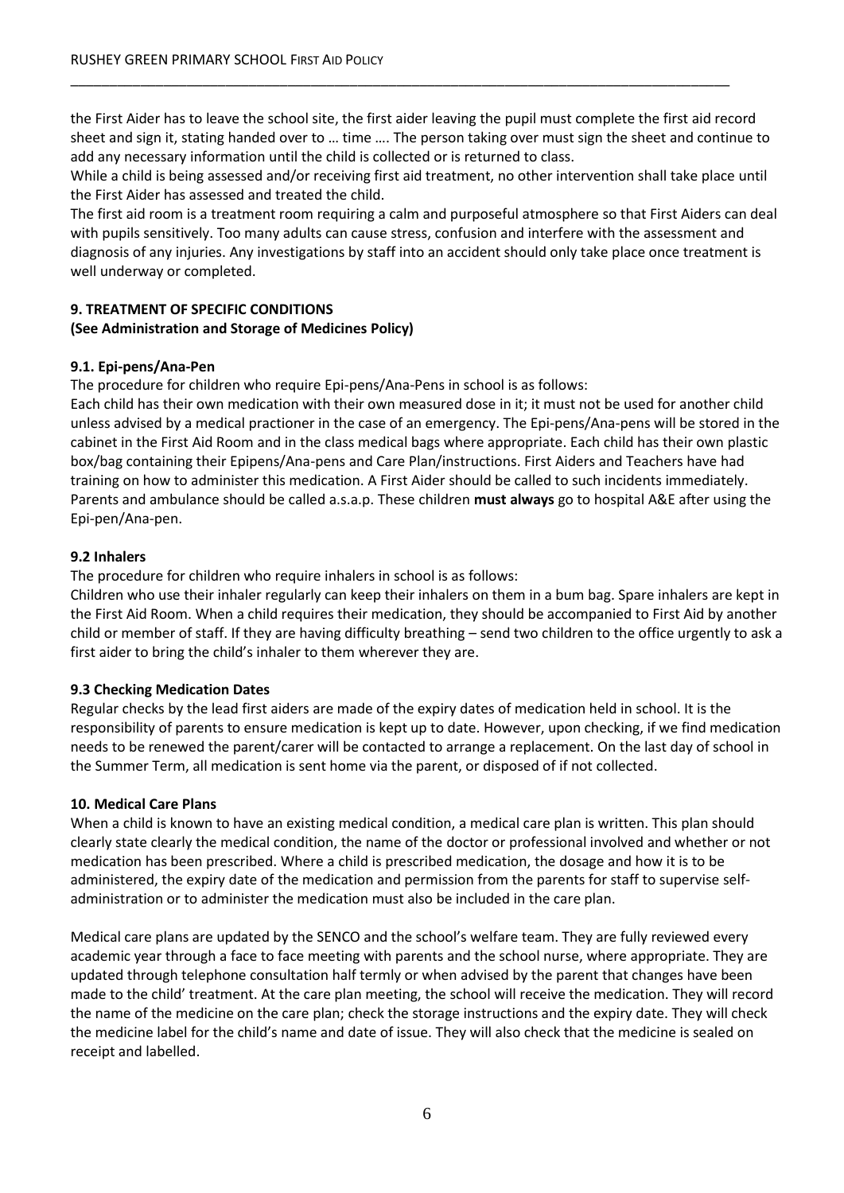the First Aider has to leave the school site, the first aider leaving the pupil must complete the first aid record sheet and sign it, stating handed over to … time …. The person taking over must sign the sheet and continue to add any necessary information until the child is collected or is returned to class.

While a child is being assessed and/or receiving first aid treatment, no other intervention shall take place until the First Aider has assessed and treated the child.

The first aid room is a treatment room requiring a calm and purposeful atmosphere so that First Aiders can deal with pupils sensitively. Too many adults can cause stress, confusion and interfere with the assessment and diagnosis of any injuries. Any investigations by staff into an accident should only take place once treatment is well underway or completed.

## 9. TREATMENT OF SPECIFIC CONDITIONS
**(See Administration and Storage of Medicines Policy)**

### 9.1. Epi-pens/Ana-Pen

The procedure for children who require Epi-pens/Ana-Pens in school is as follows:

Each child has their own medication with their own measured dose in it; it must not be used for another child unless advised by a medical practioner in the case of an emergency. The Epi-pens/Ana-pens will be stored in the cabinet in the First Aid Room and in the class medical bags where appropriate. Each child has their own plastic box/bag containing their Epipens/Ana-pens and Care Plan/instructions. First Aiders and Teachers have had training on how to administer this medication. A First Aider should be called to such incidents immediately. Parents and ambulance should be called a.s.a.p. These children **must always** go to hospital A&E after using the Epi-pen/Ana-pen.

### 9.2 Inhalers

The procedure for children who require inhalers in school is as follows:

Children who use their inhaler regularly can keep their inhalers on them in a bum bag. Spare inhalers are kept in the First Aid Room. When a child requires their medication, they should be accompanied to First Aid by another child or member of staff. If they are having difficulty breathing – send two children to the office urgently to ask a first aider to bring the child's inhaler to them wherever they are.

### 9.3 Checking Medication Dates

Regular checks by the lead first aiders are made of the expiry dates of medication held in school. It is the responsibility of parents to ensure medication is kept up to date. However, upon checking, if we find medication needs to be renewed the parent/carer will be contacted to arrange a replacement. On the last day of school in the Summer Term, all medication is sent home via the parent, or disposed of if not collected.

## 10. Medical Care Plans

When a child is known to have an existing medical condition, a medical care plan is written. This plan should clearly state clearly the medical condition, the name of the doctor or professional involved and whether or not medication has been prescribed. Where a child is prescribed medication, the dosage and how it is to be administered, the expiry date of the medication and permission from the parents for staff to supervise self-administration or to administer the medication must also be included in the care plan.

Medical care plans are updated by the SENCO and the school's welfare team. They are fully reviewed every academic year through a face to face meeting with parents and the school nurse, where appropriate. They are updated through telephone consultation half termly or when advised by the parent that changes have been made to the child' treatment. At the care plan meeting, the school will receive the medication. They will record the name of the medicine on the care plan; check the storage instructions and the expiry date. They will check the medicine label for the child's name and date of issue. They will also check that the medicine is sealed on receipt and labelled.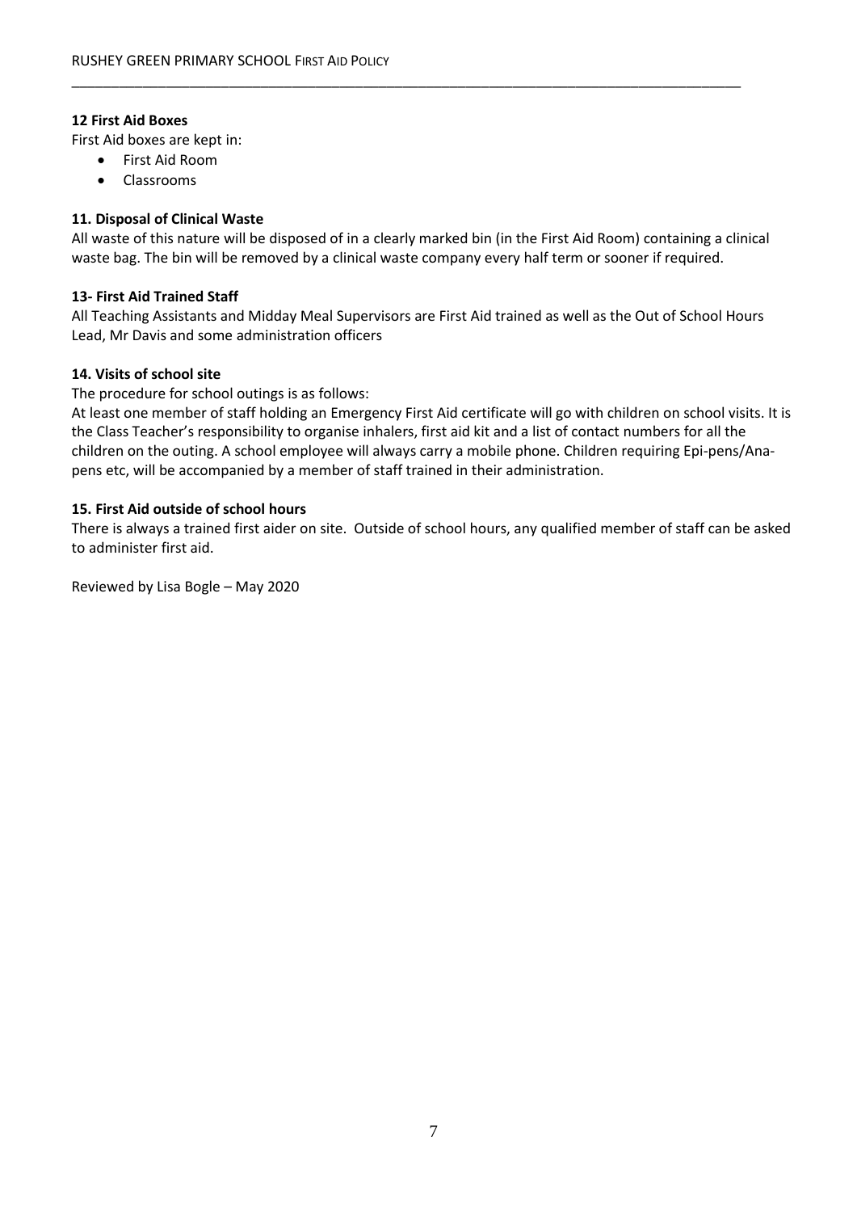**12 First Aid Boxes**

First Aid boxes are kept in:

- First Aid Room
- Classrooms

**11. Disposal of Clinical Waste**

All waste of this nature will be disposed of in a clearly marked bin (in the First Aid Room) containing a clinical waste bag. The bin will be removed by a clinical waste company every half term or sooner if required.

**13- First Aid Trained Staff**

All Teaching Assistants and Midday Meal Supervisors are First Aid trained as well as the Out of School Hours Lead, Mr Davis and some administration officers

**14. Visits of school site**

The procedure for school outings is as follows:

At least one member of staff holding an Emergency First Aid certificate will go with children on school visits. It is the Class Teacher's responsibility to organise inhalers, first aid kit and a list of contact numbers for all the children on the outing. A school employee will always carry a mobile phone. Children requiring Epi-pens/Ana-pens etc, will be accompanied by a member of staff trained in their administration.

**15. First Aid outside of school hours**

There is always a trained first aider on site. Outside of school hours, any qualified member of staff can be asked to administer first aid.

Reviewed by Lisa Bogle – May 2020